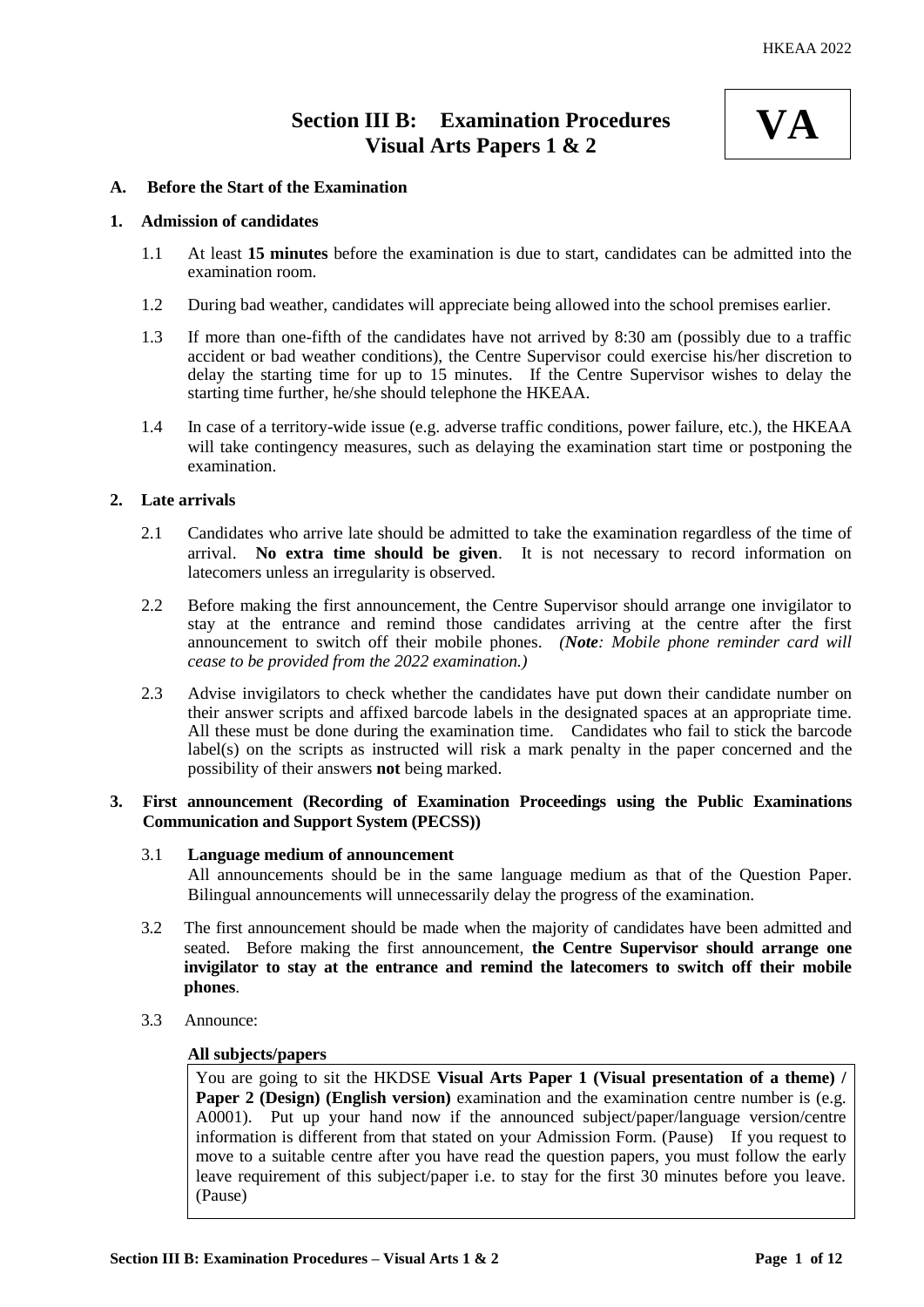# Section III B: Examination Procedures Visual Arts Papers 1 & 2

**VA**

## A. Before the Start of the Examination

### 1. Admission of candidates

1.1 At least **15 minutes** before the examination is due to start, candidates can be admitted into the examination room.

1.2 During bad weather, candidates will appreciate being allowed into the school premises earlier.

1.3 If more than one-fifth of the candidates have not arrived by 8:30 am (possibly due to a traffic accident or bad weather conditions), the Centre Supervisor could exercise his/her discretion to delay the starting time for up to 15 minutes. If the Centre Supervisor wishes to delay the starting time further, he/she should telephone the HKEAA.

1.4 In case of a territory-wide issue (e.g. adverse traffic conditions, power failure, etc.), the HKEAA will take contingency measures, such as delaying the examination start time or postponing the examination.

### 2. Late arrivals

2.1 Candidates who arrive late should be admitted to take the examination regardless of the time of arrival. **No extra time should be given**. It is not necessary to record information on latecomers unless an irregularity is observed.

2.2 Before making the first announcement, the Centre Supervisor should arrange one invigilator to stay at the entrance and remind those candidates arriving at the centre after the first announcement to switch off their mobile phones. *(**Note**: Mobile phone reminder card will cease to be provided from the 2022 examination.)*

2.3 Advise invigilators to check whether the candidates have put down their candidate number on their answer scripts and affixed barcode labels in the designated spaces at an appropriate time. All these must be done during the examination time. Candidates who fail to stick the barcode label(s) on the scripts as instructed will risk a mark penalty in the paper concerned and the possibility of their answers **not** being marked.

### 3. First announcement (Recording of Examination Proceedings using the Public Examinations Communication and Support System (PECSS))

3.1 **Language medium of announcement**
All announcements should be in the same language medium as that of the Question Paper. Bilingual announcements will unnecessarily delay the progress of the examination.

3.2 The first announcement should be made when the majority of candidates have been admitted and seated. Before making the first announcement, **the Centre Supervisor should arrange one invigilator to stay at the entrance and remind the latecomers to switch off their mobile phones**.

3.3 Announce:

**All subjects/papers**

> You are going to sit the HKDSE **Visual Arts Paper 1 (Visual presentation of a theme) / Paper 2 (Design) (English version)** examination and the examination centre number is (e.g. A0001). Put up your hand now if the announced subject/paper/language version/centre information is different from that stated on your Admission Form. (Pause) If you request to move to a suitable centre after you have read the question papers, you must follow the early leave requirement of this subject/paper i.e. to stay for the first 30 minutes before you leave. (Pause)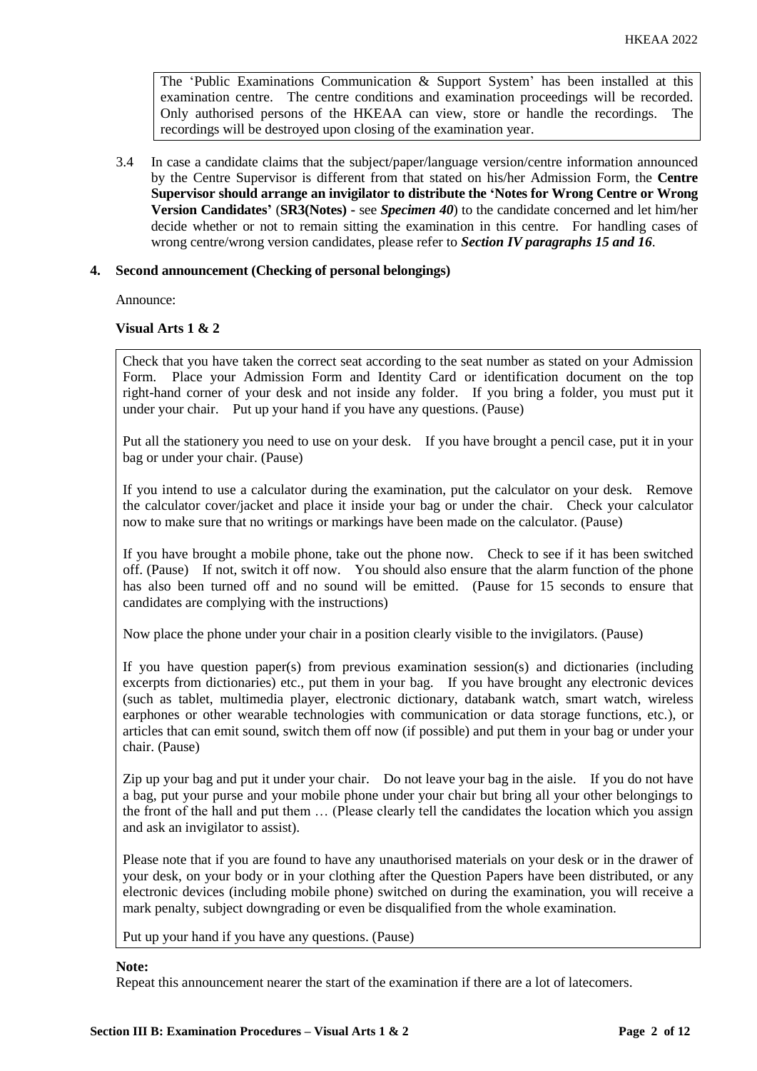> The 'Public Examinations Communication & Support System' has been installed at this examination centre. The centre conditions and examination proceedings will be recorded. Only authorised persons of the HKEAA can view, store or handle the recordings. The recordings will be destroyed upon closing of the examination year.

3.4 In case a candidate claims that the subject/paper/language version/centre information announced by the Centre Supervisor is different from that stated on his/her Admission Form, the **Centre Supervisor should arrange an invigilator to distribute the 'Notes for Wrong Centre or Wrong Version Candidates'** (**SR3(Notes)** - see ***Specimen 40***) to the candidate concerned and let him/her decide whether or not to remain sitting the examination in this centre. For handling cases of wrong centre/wrong version candidates, please refer to ***Section IV paragraphs 15 and 16***.

**4. Second announcement (Checking of personal belongings)**

Announce:

**Visual Arts 1 & 2**

> Check that you have taken the correct seat according to the seat number as stated on your Admission Form. Place your Admission Form and Identity Card or identification document on the top right-hand corner of your desk and not inside any folder. If you bring a folder, you must put it under your chair. Put up your hand if you have any questions. (Pause)
>
> Put all the stationery you need to use on your desk. If you have brought a pencil case, put it in your bag or under your chair. (Pause)
>
> If you intend to use a calculator during the examination, put the calculator on your desk. Remove the calculator cover/jacket and place it inside your bag or under the chair. Check your calculator now to make sure that no writings or markings have been made on the calculator. (Pause)
>
> If you have brought a mobile phone, take out the phone now. Check to see if it has been switched off. (Pause) If not, switch it off now. You should also ensure that the alarm function of the phone has also been turned off and no sound will be emitted. (Pause for 15 seconds to ensure that candidates are complying with the instructions)
>
> Now place the phone under your chair in a position clearly visible to the invigilators. (Pause)
>
> If you have question paper(s) from previous examination session(s) and dictionaries (including excerpts from dictionaries) etc., put them in your bag. If you have brought any electronic devices (such as tablet, multimedia player, electronic dictionary, databank watch, smart watch, wireless earphones or other wearable technologies with communication or data storage functions, etc.), or articles that can emit sound, switch them off now (if possible) and put them in your bag or under your chair. (Pause)
>
> Zip up your bag and put it under your chair. Do not leave your bag in the aisle. If you do not have a bag, put your purse and your mobile phone under your chair but bring all your other belongings to the front of the hall and put them … (Please clearly tell the candidates the location which you assign and ask an invigilator to assist).
>
> Please note that if you are found to have any unauthorised materials on your desk or in the drawer of your desk, on your body or in your clothing after the Question Papers have been distributed, or any electronic devices (including mobile phone) switched on during the examination, you will receive a mark penalty, subject downgrading or even be disqualified from the whole examination.
>
> Put up your hand if you have any questions. (Pause)

**Note:**
Repeat this announcement nearer the start of the examination if there are a lot of latecomers.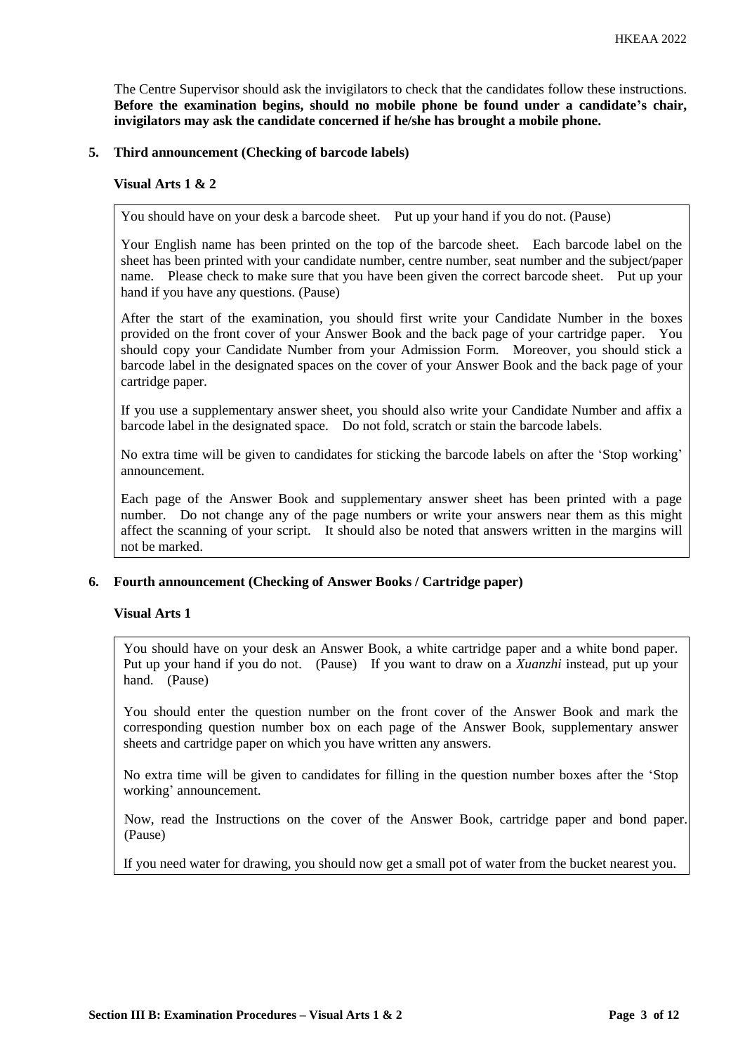The Centre Supervisor should ask the invigilators to check that the candidates follow these instructions. **Before the examination begins, should no mobile phone be found under a candidate's chair, invigilators may ask the candidate concerned if he/she has brought a mobile phone.**

**5. Third announcement (Checking of barcode labels)**

**Visual Arts 1 & 2**

> You should have on your desk a barcode sheet. Put up your hand if you do not. (Pause)
>
> Your English name has been printed on the top of the barcode sheet. Each barcode label on the sheet has been printed with your candidate number, centre number, seat number and the subject/paper name. Please check to make sure that you have been given the correct barcode sheet. Put up your hand if you have any questions. (Pause)
>
> After the start of the examination, you should first write your Candidate Number in the boxes provided on the front cover of your Answer Book and the back page of your cartridge paper. You should copy your Candidate Number from your Admission Form. Moreover, you should stick a barcode label in the designated spaces on the cover of your Answer Book and the back page of your cartridge paper.
>
> If you use a supplementary answer sheet, you should also write your Candidate Number and affix a barcode label in the designated space. Do not fold, scratch or stain the barcode labels.
>
> No extra time will be given to candidates for sticking the barcode labels on after the 'Stop working' announcement.
>
> Each page of the Answer Book and supplementary answer sheet has been printed with a page number. Do not change any of the page numbers or write your answers near them as this might affect the scanning of your script. It should also be noted that answers written in the margins will not be marked.

**6. Fourth announcement (Checking of Answer Books / Cartridge paper)**

**Visual Arts 1**

> You should have on your desk an Answer Book, a white cartridge paper and a white bond paper. Put up your hand if you do not. (Pause) If you want to draw on a *Xuanzhi* instead, put up your hand. (Pause)
>
> You should enter the question number on the front cover of the Answer Book and mark the corresponding question number box on each page of the Answer Book, supplementary answer sheets and cartridge paper on which you have written any answers.
>
> No extra time will be given to candidates for filling in the question number boxes after the 'Stop working' announcement.
>
> Now, read the Instructions on the cover of the Answer Book, cartridge paper and bond paper. (Pause)
>
> If you need water for drawing, you should now get a small pot of water from the bucket nearest you.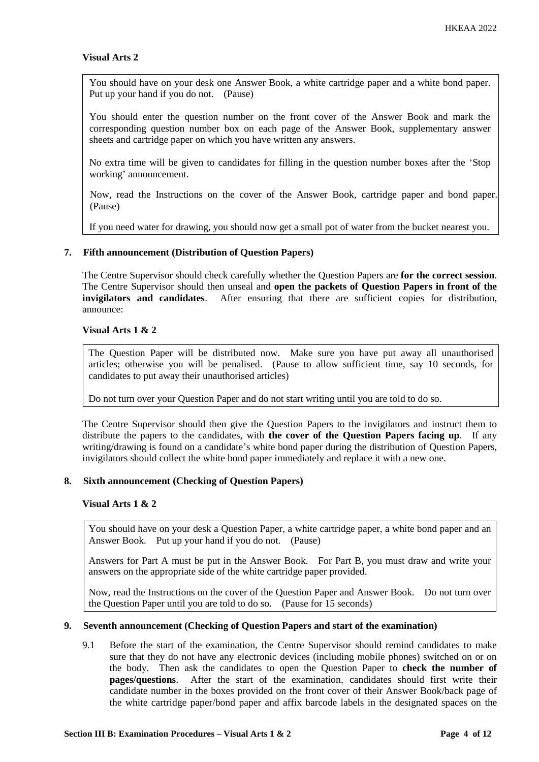**Visual Arts 2**

> You should have on your desk one Answer Book, a white cartridge paper and a white bond paper. Put up your hand if you do not. (Pause)
>
> You should enter the question number on the front cover of the Answer Book and mark the corresponding question number box on each page of the Answer Book, supplementary answer sheets and cartridge paper on which you have written any answers.
>
> No extra time will be given to candidates for filling in the question number boxes after the 'Stop working' announcement.
>
> Now, read the Instructions on the cover of the Answer Book, cartridge paper and bond paper. (Pause)
>
> If you need water for drawing, you should now get a small pot of water from the bucket nearest you.

## 7. Fifth announcement (Distribution of Question Papers)

The Centre Supervisor should check carefully whether the Question Papers are **for the correct session**. The Centre Supervisor should then unseal and **open the packets of Question Papers in front of the invigilators and candidates**. After ensuring that there are sufficient copies for distribution, announce:

**Visual Arts 1 & 2**

> The Question Paper will be distributed now. Make sure you have put away all unauthorised articles; otherwise you will be penalised. (Pause to allow sufficient time, say 10 seconds, for candidates to put away their unauthorised articles)
>
> Do not turn over your Question Paper and do not start writing until you are told to do so.

The Centre Supervisor should then give the Question Papers to the invigilators and instruct them to distribute the papers to the candidates, with **the cover of the Question Papers facing up**. If any writing/drawing is found on a candidate's white bond paper during the distribution of Question Papers, invigilators should collect the white bond paper immediately and replace it with a new one.

## 8. Sixth announcement (Checking of Question Papers)

**Visual Arts 1 & 2**

> You should have on your desk a Question Paper, a white cartridge paper, a white bond paper and an Answer Book. Put up your hand if you do not. (Pause)
>
> Answers for Part A must be put in the Answer Book. For Part B, you must draw and write your answers on the appropriate side of the white cartridge paper provided.
>
> Now, read the Instructions on the cover of the Question Paper and Answer Book. Do not turn over the Question Paper until you are told to do so. (Pause for 15 seconds)

## 9. Seventh announcement (Checking of Question Papers and start of the examination)

9.1 Before the start of the examination, the Centre Supervisor should remind candidates to make sure that they do not have any electronic devices (including mobile phones) switched on or on the body. Then ask the candidates to open the Question Paper to **check the number of pages/questions**. After the start of the examination, candidates should first write their candidate number in the boxes provided on the front cover of their Answer Book/back page of the white cartridge paper/bond paper and affix barcode labels in the designated spaces on the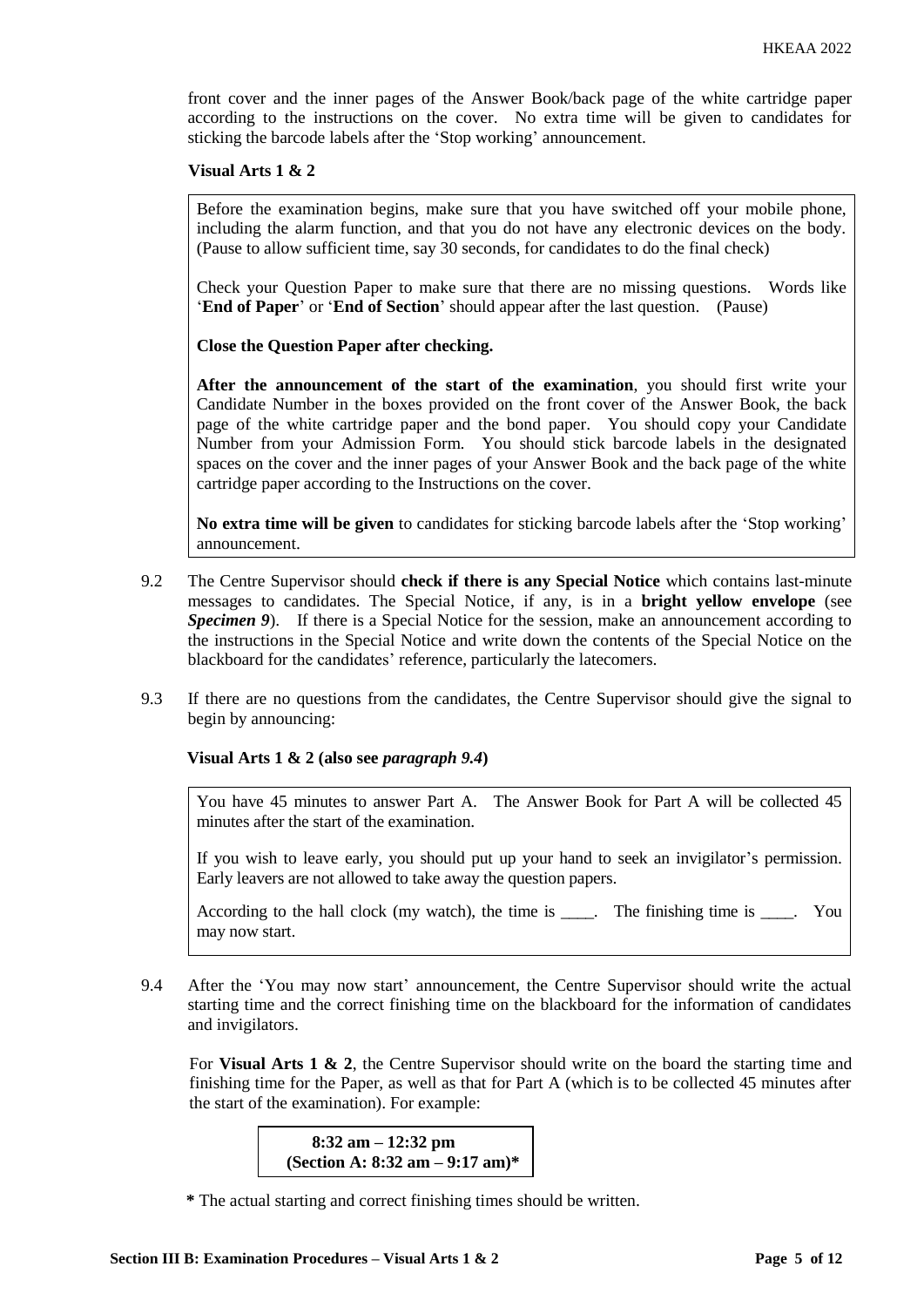front cover and the inner pages of the Answer Book/back page of the white cartridge paper according to the instructions on the cover. No extra time will be given to candidates for sticking the barcode labels after the 'Stop working' announcement.

**Visual Arts 1 & 2**

> Before the examination begins, make sure that you have switched off your mobile phone, including the alarm function, and that you do not have any electronic devices on the body. (Pause to allow sufficient time, say 30 seconds, for candidates to do the final check)
>
> Check your Question Paper to make sure that there are no missing questions. Words like '**End of Paper**' or '**End of Section**' should appear after the last question. (Pause)
>
> **Close the Question Paper after checking.**
>
> **After the announcement of the start of the examination**, you should first write your Candidate Number in the boxes provided on the front cover of the Answer Book, the back page of the white cartridge paper and the bond paper. You should copy your Candidate Number from your Admission Form. You should stick barcode labels in the designated spaces on the cover and the inner pages of your Answer Book and the back page of the white cartridge paper according to the Instructions on the cover.
>
> **No extra time will be given** to candidates for sticking barcode labels after the 'Stop working' announcement.

9.2 The Centre Supervisor should **check if there is any Special Notice** which contains last-minute messages to candidates. The Special Notice, if any, is in a **bright yellow envelope** (see ***Specimen 9***). If there is a Special Notice for the session, make an announcement according to the instructions in the Special Notice and write down the contents of the Special Notice on the blackboard for the candidates' reference, particularly the latecomers.

9.3 If there are no questions from the candidates, the Centre Supervisor should give the signal to begin by announcing:

**Visual Arts 1 & 2 (also see *paragraph 9.4*)**

> You have 45 minutes to answer Part A. The Answer Book for Part A will be collected 45 minutes after the start of the examination.
>
> If you wish to leave early, you should put up your hand to seek an invigilator's permission. Early leavers are not allowed to take away the question papers.
>
> According to the hall clock (my watch), the time is ____. The finishing time is ____. You may now start.

9.4 After the 'You may now start' announcement, the Centre Supervisor should write the actual starting time and the correct finishing time on the blackboard for the information of candidates and invigilators.

For **Visual Arts 1 & 2**, the Centre Supervisor should write on the board the starting time and finishing time for the Paper, as well as that for Part A (which is to be collected 45 minutes after the start of the examination). For example:

> **8:32 am – 12:32 pm**
> **(Section A: 8:32 am – 9:17 am)***

**\*** The actual starting and correct finishing times should be written.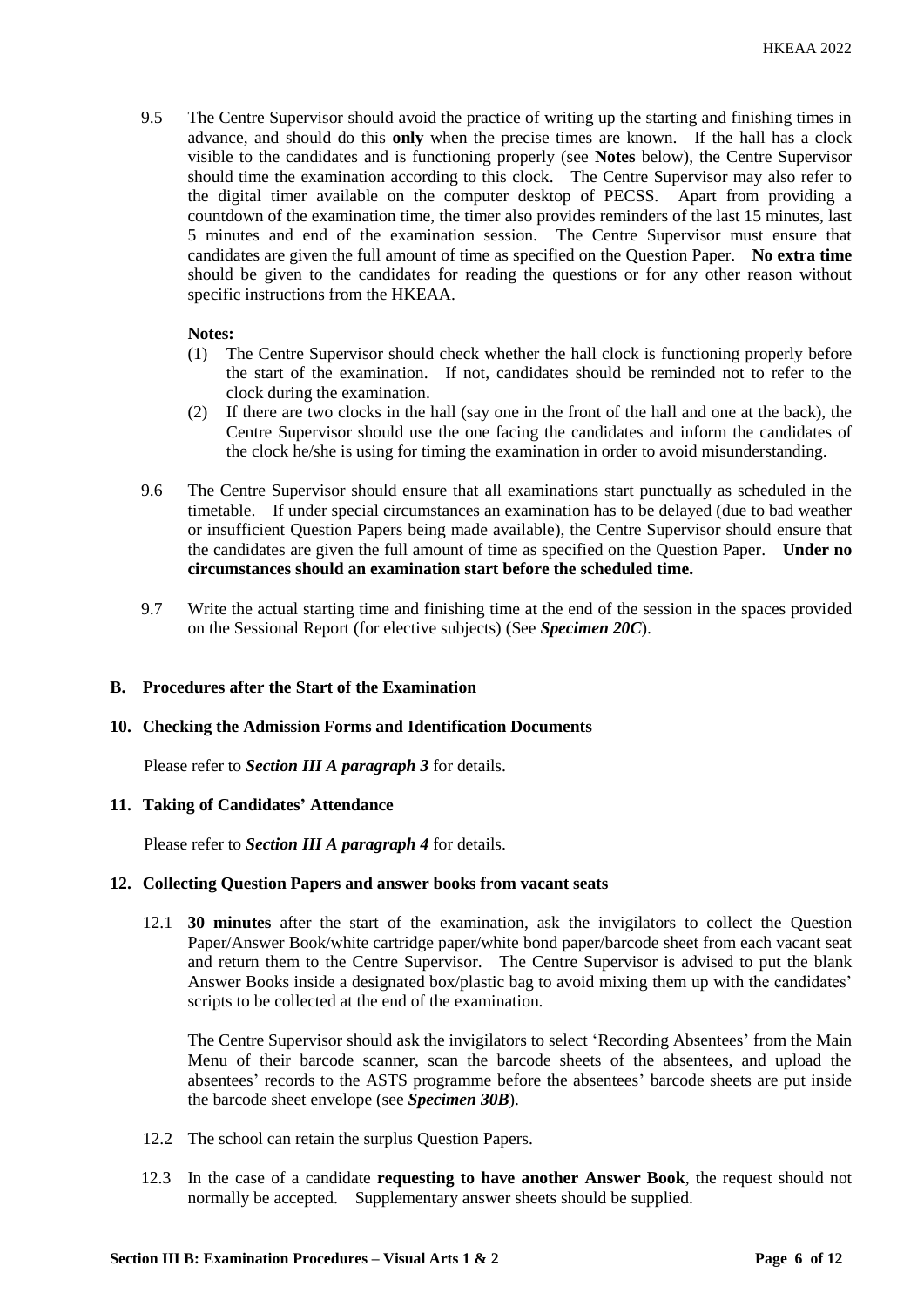9.5 The Centre Supervisor should avoid the practice of writing up the starting and finishing times in advance, and should do this **only** when the precise times are known. If the hall has a clock visible to the candidates and is functioning properly (see **Notes** below), the Centre Supervisor should time the examination according to this clock. The Centre Supervisor may also refer to the digital timer available on the computer desktop of PECSS. Apart from providing a countdown of the examination time, the timer also provides reminders of the last 15 minutes, last 5 minutes and end of the examination session. The Centre Supervisor must ensure that candidates are given the full amount of time as specified on the Question Paper. **No extra time** should be given to the candidates for reading the questions or for any other reason without specific instructions from the HKEAA.

**Notes:**

(1) The Centre Supervisor should check whether the hall clock is functioning properly before the start of the examination. If not, candidates should be reminded not to refer to the clock during the examination.

(2) If there are two clocks in the hall (say one in the front of the hall and one at the back), the Centre Supervisor should use the one facing the candidates and inform the candidates of the clock he/she is using for timing the examination in order to avoid misunderstanding.

9.6 The Centre Supervisor should ensure that all examinations start punctually as scheduled in the timetable. If under special circumstances an examination has to be delayed (due to bad weather or insufficient Question Papers being made available), the Centre Supervisor should ensure that the candidates are given the full amount of time as specified on the Question Paper. **Under no circumstances should an examination start before the scheduled time.**

9.7 Write the actual starting time and finishing time at the end of the session in the spaces provided on the Sessional Report (for elective subjects) (See ***Specimen 20C***).

## B. Procedures after the Start of the Examination

### 10. Checking the Admission Forms and Identification Documents

Please refer to ***Section III A paragraph 3*** for details.

### 11. Taking of Candidates' Attendance

Please refer to ***Section III A paragraph 4*** for details.

### 12. Collecting Question Papers and answer books from vacant seats

12.1 **30 minutes** after the start of the examination, ask the invigilators to collect the Question Paper/Answer Book/white cartridge paper/white bond paper/barcode sheet from each vacant seat and return them to the Centre Supervisor. The Centre Supervisor is advised to put the blank Answer Books inside a designated box/plastic bag to avoid mixing them up with the candidates' scripts to be collected at the end of the examination.

The Centre Supervisor should ask the invigilators to select 'Recording Absentees' from the Main Menu of their barcode scanner, scan the barcode sheets of the absentees, and upload the absentees' records to the ASTS programme before the absentees' barcode sheets are put inside the barcode sheet envelope (see ***Specimen 30B***).

12.2 The school can retain the surplus Question Papers.

12.3 In the case of a candidate **requesting to have another Answer Book**, the request should not normally be accepted. Supplementary answer sheets should be supplied.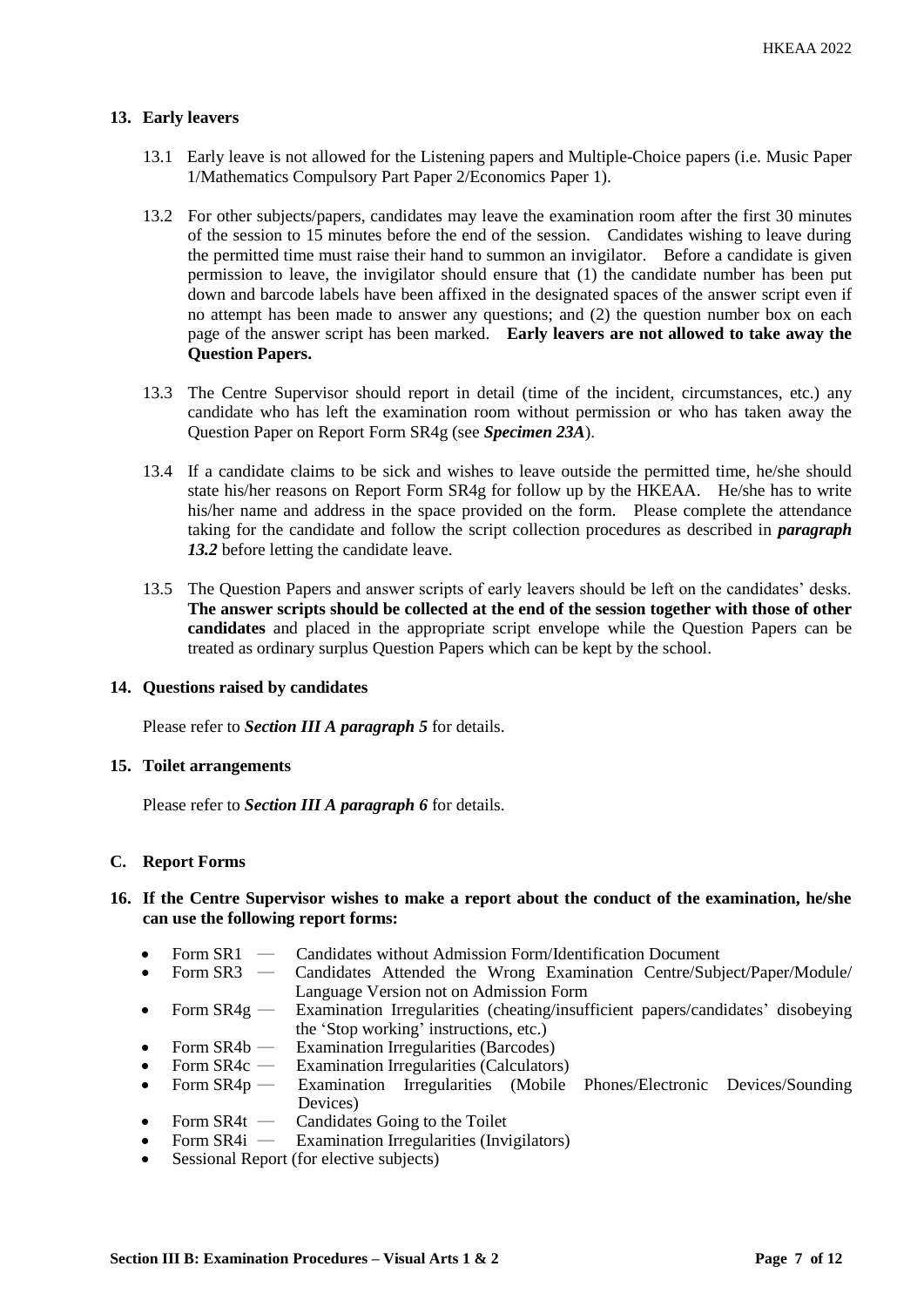## 13. Early leavers

13.1 Early leave is not allowed for the Listening papers and Multiple-Choice papers (i.e. Music Paper 1/Mathematics Compulsory Part Paper 2/Economics Paper 1).

13.2 For other subjects/papers, candidates may leave the examination room after the first 30 minutes of the session to 15 minutes before the end of the session. Candidates wishing to leave during the permitted time must raise their hand to summon an invigilator. Before a candidate is given permission to leave, the invigilator should ensure that (1) the candidate number has been put down and barcode labels have been affixed in the designated spaces of the answer script even if no attempt has been made to answer any questions; and (2) the question number box on each page of the answer script has been marked. **Early leavers are not allowed to take away the Question Papers.**

13.3 The Centre Supervisor should report in detail (time of the incident, circumstances, etc.) any candidate who has left the examination room without permission or who has taken away the Question Paper on Report Form SR4g (see ***Specimen 23A***).

13.4 If a candidate claims to be sick and wishes to leave outside the permitted time, he/she should state his/her reasons on Report Form SR4g for follow up by the HKEAA. He/she has to write his/her name and address in the space provided on the form. Please complete the attendance taking for the candidate and follow the script collection procedures as described in ***paragraph 13.2*** before letting the candidate leave.

13.5 The Question Papers and answer scripts of early leavers should be left on the candidates' desks. **The answer scripts should be collected at the end of the session together with those of other candidates** and placed in the appropriate script envelope while the Question Papers can be treated as ordinary surplus Question Papers which can be kept by the school.

## 14. Questions raised by candidates

Please refer to ***Section III A paragraph 5*** for details.

## 15. Toilet arrangements

Please refer to ***Section III A paragraph 6*** for details.

# C. Report Forms

## 16. If the Centre Supervisor wishes to make a report about the conduct of the examination, he/she can use the following report forms:

- Form SR1 — Candidates without Admission Form/Identification Document
- Form SR3 — Candidates Attended the Wrong Examination Centre/Subject/Paper/Module/ Language Version not on Admission Form
- Form SR4g — Examination Irregularities (cheating/insufficient papers/candidates' disobeying the 'Stop working' instructions, etc.)
- Form SR4b — Examination Irregularities (Barcodes)
- Form SR4c — Examination Irregularities (Calculators)
- Form SR4p — Examination Irregularities (Mobile Phones/Electronic Devices/Sounding Devices)
- Form SR4t — Candidates Going to the Toilet
- Form SR4i — Examination Irregularities (Invigilators)
- Sessional Report (for elective subjects)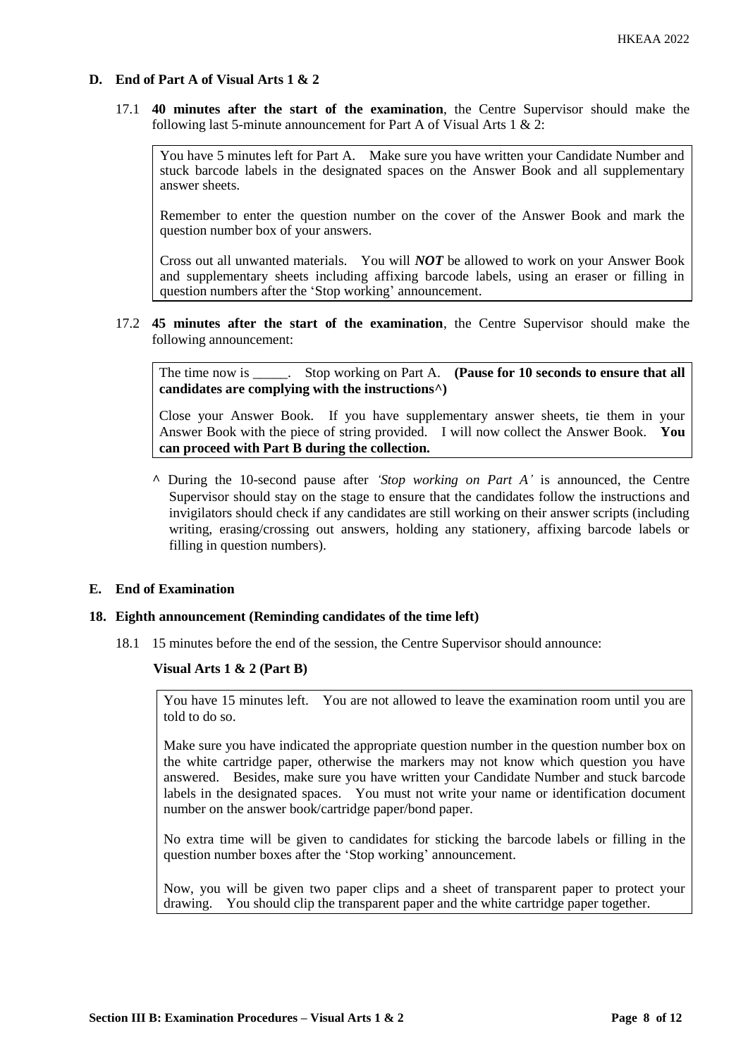## D. End of Part A of Visual Arts 1 & 2

17.1 **40 minutes after the start of the examination**, the Centre Supervisor should make the following last 5-minute announcement for Part A of Visual Arts 1 & 2:

> You have 5 minutes left for Part A. Make sure you have written your Candidate Number and stuck barcode labels in the designated spaces on the Answer Book and all supplementary answer sheets.
>
> Remember to enter the question number on the cover of the Answer Book and mark the question number box of your answers.
>
> Cross out all unwanted materials. You will ***NOT*** be allowed to work on your Answer Book and supplementary sheets including affixing barcode labels, using an eraser or filling in question numbers after the 'Stop working' announcement.

17.2 **45 minutes after the start of the examination**, the Centre Supervisor should make the following announcement:

> The time now is _____. Stop working on Part A. **(Pause for 10 seconds to ensure that all candidates are complying with the instructions^)**
>
> Close your Answer Book. If you have supplementary answer sheets, tie them in your Answer Book with the piece of string provided. I will now collect the Answer Book. **You can proceed with Part B during the collection.**

^ During the 10-second pause after *'Stop working on Part A'* is announced, the Centre Supervisor should stay on the stage to ensure that the candidates follow the instructions and invigilators should check if any candidates are still working on their answer scripts (including writing, erasing/crossing out answers, holding any stationery, affixing barcode labels or filling in question numbers).

## E. End of Examination

### 18. Eighth announcement (Reminding candidates of the time left)

18.1 15 minutes before the end of the session, the Centre Supervisor should announce:

**Visual Arts 1 & 2 (Part B)**

> You have 15 minutes left. You are not allowed to leave the examination room until you are told to do so.
>
> Make sure you have indicated the appropriate question number in the question number box on the white cartridge paper, otherwise the markers may not know which question you have answered. Besides, make sure you have written your Candidate Number and stuck barcode labels in the designated spaces. You must not write your name or identification document number on the answer book/cartridge paper/bond paper.
>
> No extra time will be given to candidates for sticking the barcode labels or filling in the question number boxes after the 'Stop working' announcement.
>
> Now, you will be given two paper clips and a sheet of transparent paper to protect your drawing. You should clip the transparent paper and the white cartridge paper together.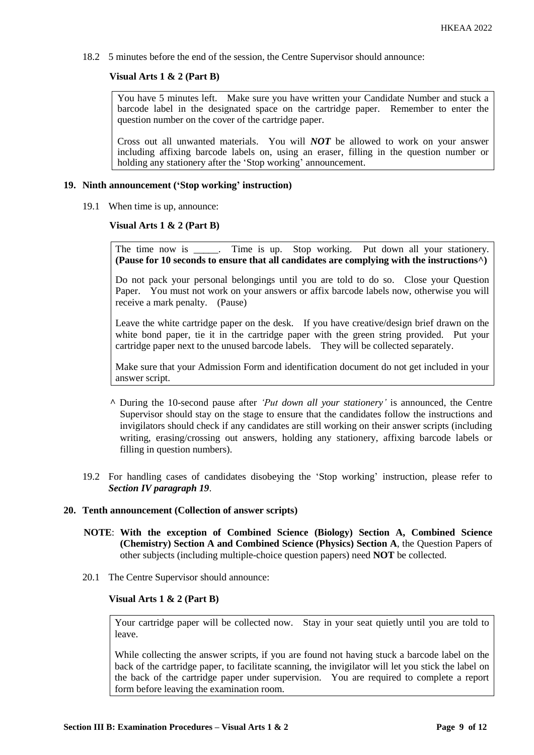18.2 5 minutes before the end of the session, the Centre Supervisor should announce:

**Visual Arts 1 & 2 (Part B)**

> You have 5 minutes left. Make sure you have written your Candidate Number and stuck a barcode label in the designated space on the cartridge paper. Remember to enter the question number on the cover of the cartridge paper.
>
> Cross out all unwanted materials. You will ***NOT*** be allowed to work on your answer including affixing barcode labels on, using an eraser, filling in the question number or holding any stationery after the 'Stop working' announcement.

## 19. Ninth announcement ('Stop working' instruction)

19.1 When time is up, announce:

**Visual Arts 1 & 2 (Part B)**

> The time now is _____. Time is up. Stop working. Put down all your stationery. **(Pause for 10 seconds to ensure that all candidates are complying with the instructions^)**
>
> Do not pack your personal belongings until you are told to do so. Close your Question Paper. You must not work on your answers or affix barcode labels now, otherwise you will receive a mark penalty. (Pause)
>
> Leave the white cartridge paper on the desk. If you have creative/design brief drawn on the white bond paper, tie it in the cartridge paper with the green string provided. Put your cartridge paper next to the unused barcode labels. They will be collected separately.
>
> Make sure that your Admission Form and identification document do not get included in your answer script.

^ During the 10-second pause after *'Put down all your stationery'* is announced, the Centre Supervisor should stay on the stage to ensure that the candidates follow the instructions and invigilators should check if any candidates are still working on their answer scripts (including writing, erasing/crossing out answers, holding any stationery, affixing barcode labels or filling in question numbers).

19.2 For handling cases of candidates disobeying the 'Stop working' instruction, please refer to ***Section IV paragraph 19***.

## 20. Tenth announcement (Collection of answer scripts)

**NOTE**: **With the exception of Combined Science (Biology) Section A, Combined Science (Chemistry) Section A and Combined Science (Physics) Section A**, the Question Papers of other subjects (including multiple-choice question papers) need **NOT** be collected.

20.1 The Centre Supervisor should announce:

**Visual Arts 1 & 2 (Part B)**

> Your cartridge paper will be collected now. Stay in your seat quietly until you are told to leave.
>
> While collecting the answer scripts, if you are found not having stuck a barcode label on the back of the cartridge paper, to facilitate scanning, the invigilator will let you stick the label on the back of the cartridge paper under supervision. You are required to complete a report form before leaving the examination room.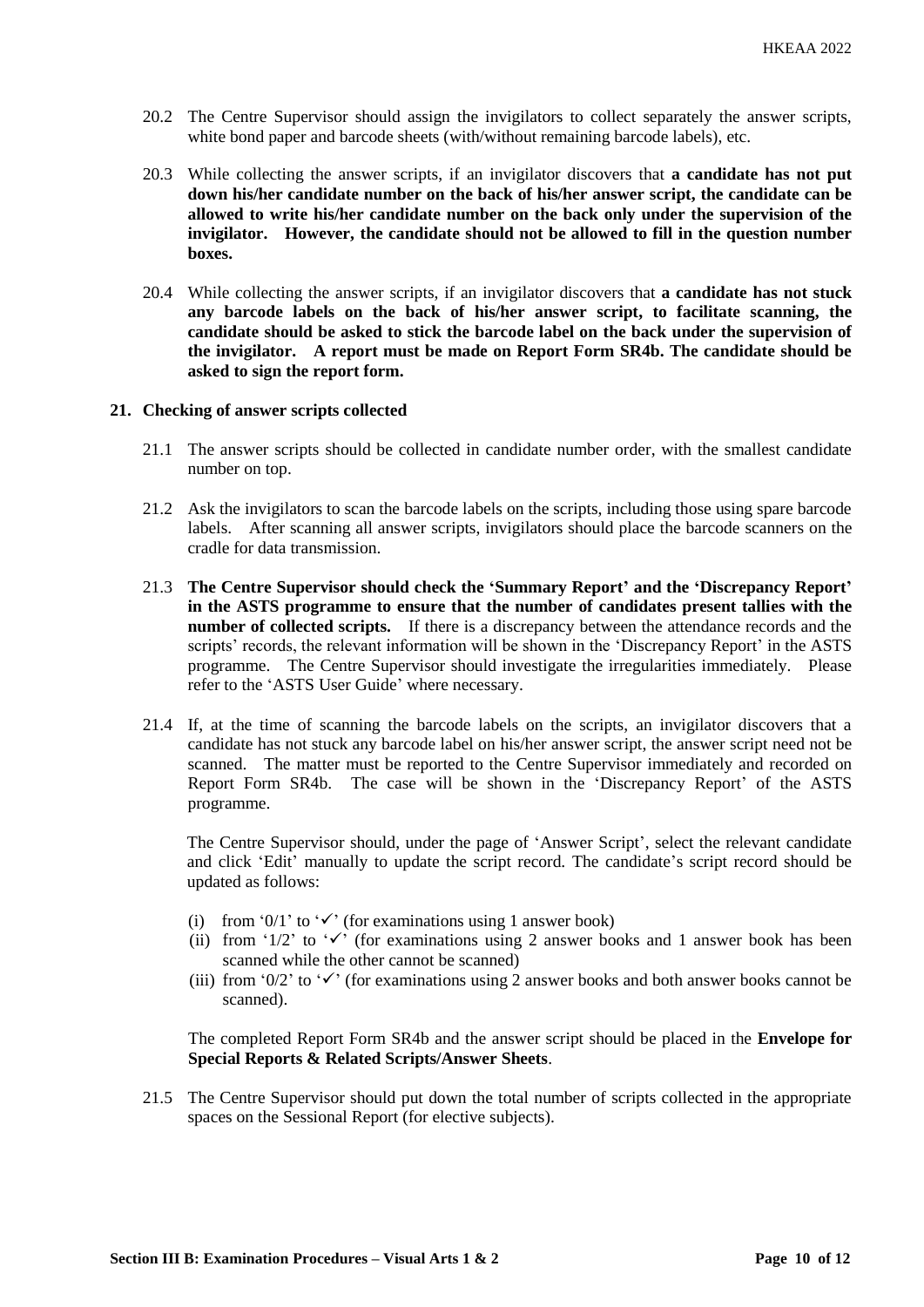20.2 The Centre Supervisor should assign the invigilators to collect separately the answer scripts, white bond paper and barcode sheets (with/without remaining barcode labels), etc.

20.3 While collecting the answer scripts, if an invigilator discovers that **a candidate has not put down his/her candidate number on the back of his/her answer script, the candidate can be allowed to write his/her candidate number on the back only under the supervision of the invigilator. However, the candidate should not be allowed to fill in the question number boxes.**

20.4 While collecting the answer scripts, if an invigilator discovers that **a candidate has not stuck any barcode labels on the back of his/her answer script, to facilitate scanning, the candidate should be asked to stick the barcode label on the back under the supervision of the invigilator. A report must be made on Report Form SR4b. The candidate should be asked to sign the report form.**

**21. Checking of answer scripts collected**

21.1 The answer scripts should be collected in candidate number order, with the smallest candidate number on top.

21.2 Ask the invigilators to scan the barcode labels on the scripts, including those using spare barcode labels. After scanning all answer scripts, invigilators should place the barcode scanners on the cradle for data transmission.

21.3 **The Centre Supervisor should check the 'Summary Report' and the 'Discrepancy Report' in the ASTS programme to ensure that the number of candidates present tallies with the number of collected scripts.** If there is a discrepancy between the attendance records and the scripts' records, the relevant information will be shown in the 'Discrepancy Report' in the ASTS programme. The Centre Supervisor should investigate the irregularities immediately. Please refer to the 'ASTS User Guide' where necessary.

21.4 If, at the time of scanning the barcode labels on the scripts, an invigilator discovers that a candidate has not stuck any barcode label on his/her answer script, the answer script need not be scanned. The matter must be reported to the Centre Supervisor immediately and recorded on Report Form SR4b. The case will be shown in the 'Discrepancy Report' of the ASTS programme.

The Centre Supervisor should, under the page of 'Answer Script', select the relevant candidate and click 'Edit' manually to update the script record. The candidate's script record should be updated as follows:

(i) from '0/1' to '✓' (for examinations using 1 answer book)
(ii) from '1/2' to '✓' (for examinations using 2 answer books and 1 answer book has been scanned while the other cannot be scanned)
(iii) from '0/2' to '✓' (for examinations using 2 answer books and both answer books cannot be scanned).

The completed Report Form SR4b and the answer script should be placed in the **Envelope for Special Reports & Related Scripts/Answer Sheets**.

21.5 The Centre Supervisor should put down the total number of scripts collected in the appropriate spaces on the Sessional Report (for elective subjects).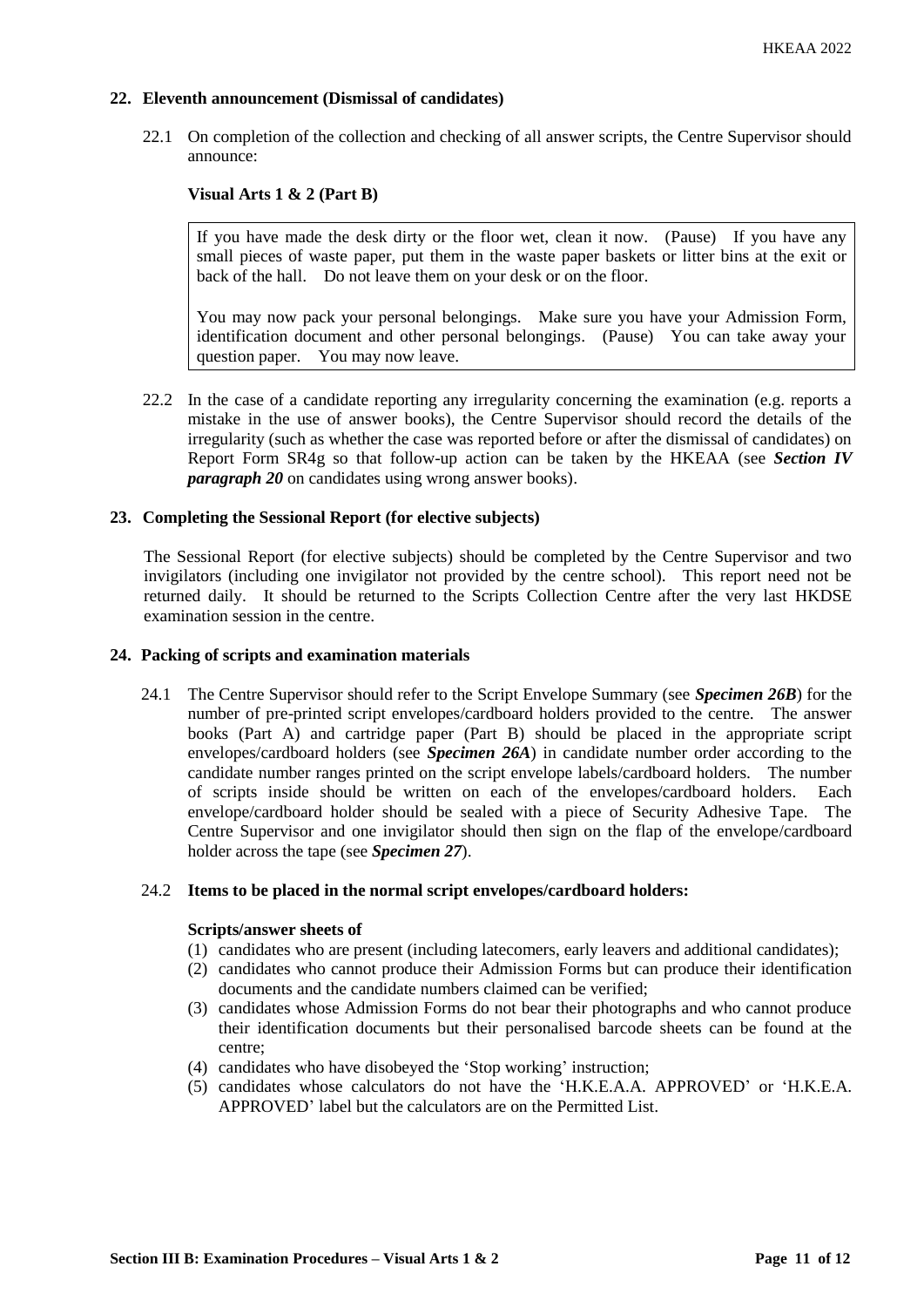## 22. Eleventh announcement (Dismissal of candidates)

22.1 On completion of the collection and checking of all answer scripts, the Centre Supervisor should announce:

**Visual Arts 1 & 2 (Part B)**

> If you have made the desk dirty or the floor wet, clean it now. (Pause) If you have any small pieces of waste paper, put them in the waste paper baskets or litter bins at the exit or back of the hall. Do not leave them on your desk or on the floor.
>
> You may now pack your personal belongings. Make sure you have your Admission Form, identification document and other personal belongings. (Pause) You can take away your question paper. You may now leave.

22.2 In the case of a candidate reporting any irregularity concerning the examination (e.g. reports a mistake in the use of answer books), the Centre Supervisor should record the details of the irregularity (such as whether the case was reported before or after the dismissal of candidates) on Report Form SR4g so that follow-up action can be taken by the HKEAA (see ***Section IV paragraph 20*** on candidates using wrong answer books).

## 23. Completing the Sessional Report (for elective subjects)

The Sessional Report (for elective subjects) should be completed by the Centre Supervisor and two invigilators (including one invigilator not provided by the centre school). This report need not be returned daily. It should be returned to the Scripts Collection Centre after the very last HKDSE examination session in the centre.

## 24. Packing of scripts and examination materials

24.1 The Centre Supervisor should refer to the Script Envelope Summary (see ***Specimen 26B***) for the number of pre-printed script envelopes/cardboard holders provided to the centre. The answer books (Part A) and cartridge paper (Part B) should be placed in the appropriate script envelopes/cardboard holders (see ***Specimen 26A***) in candidate number order according to the candidate number ranges printed on the script envelope labels/cardboard holders. The number of scripts inside should be written on each of the envelopes/cardboard holders. Each envelope/cardboard holder should be sealed with a piece of Security Adhesive Tape. The Centre Supervisor and one invigilator should then sign on the flap of the envelope/cardboard holder across the tape (see ***Specimen 27***).

24.2 **Items to be placed in the normal script envelopes/cardboard holders:**

**Scripts/answer sheets of**

(1) candidates who are present (including latecomers, early leavers and additional candidates);
(2) candidates who cannot produce their Admission Forms but can produce their identification documents and the candidate numbers claimed can be verified;
(3) candidates whose Admission Forms do not bear their photographs and who cannot produce their identification documents but their personalised barcode sheets can be found at the centre;
(4) candidates who have disobeyed the 'Stop working' instruction;
(5) candidates whose calculators do not have the 'H.K.E.A.A. APPROVED' or 'H.K.E.A. APPROVED' label but the calculators are on the Permitted List.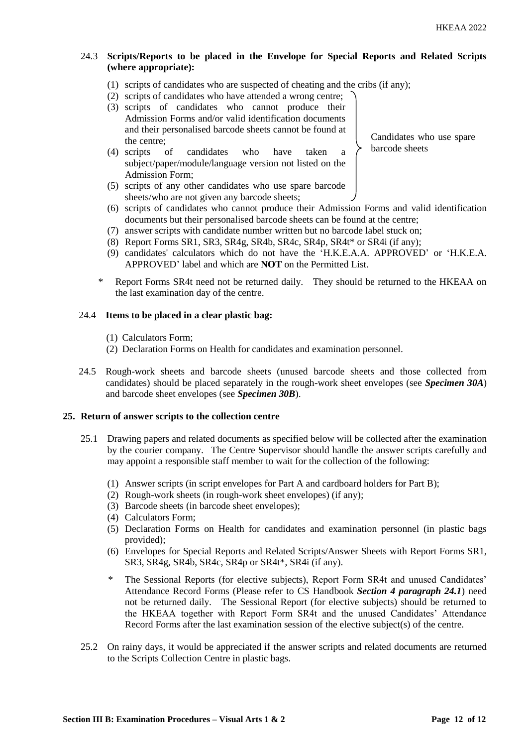24.3 **Scripts/Reports to be placed in the Envelope for Special Reports and Related Scripts (where appropriate):**

(1) scripts of candidates who are suspected of cheating and the cribs (if any);

(2) scripts of candidates who have attended a wrong centre;

(3) scripts of candidates who cannot produce their Admission Forms and/or valid identification documents and their personalised barcode sheets cannot be found at the centre;

(4) scripts of candidates who have taken a subject/paper/module/language version not listed on the Admission Form;

(5) scripts of any other candidates who use spare barcode sheets/who are not given any barcode sheets;

(Items (2)–(5): Candidates who use spare barcode sheets)

(6) scripts of candidates who cannot produce their Admission Forms and valid identification documents but their personalised barcode sheets can be found at the centre;

(7) answer scripts with candidate number written but no barcode label stuck on;

(8) Report Forms SR1, SR3, SR4g, SR4b, SR4c, SR4p, SR4t* or SR4i (if any);

(9) candidates' calculators which do not have the 'H.K.E.A.A. APPROVED' or 'H.K.E.A. APPROVED' label and which are **NOT** on the Permitted List.

\* Report Forms SR4t need not be returned daily. They should be returned to the HKEAA on the last examination day of the centre.

24.4 **Items to be placed in a clear plastic bag:**

(1) Calculators Form;

(2) Declaration Forms on Health for candidates and examination personnel.

24.5 Rough-work sheets and barcode sheets (unused barcode sheets and those collected from candidates) should be placed separately in the rough-work sheet envelopes (see ***Specimen 30A***) and barcode sheet envelopes (see ***Specimen 30B***).

## 25. Return of answer scripts to the collection centre

25.1 Drawing papers and related documents as specified below will be collected after the examination by the courier company. The Centre Supervisor should handle the answer scripts carefully and may appoint a responsible staff member to wait for the collection of the following:

(1) Answer scripts (in script envelopes for Part A and cardboard holders for Part B);

(2) Rough-work sheets (in rough-work sheet envelopes) (if any);

(3) Barcode sheets (in barcode sheet envelopes);

(4) Calculators Form;

(5) Declaration Forms on Health for candidates and examination personnel (in plastic bags provided);

(6) Envelopes for Special Reports and Related Scripts/Answer Sheets with Report Forms SR1, SR3, SR4g, SR4b, SR4c, SR4p or SR4t*, SR4i (if any).

\* The Sessional Reports (for elective subjects), Report Form SR4t and unused Candidates' Attendance Record Forms (Please refer to CS Handbook ***Section 4 paragraph 24.1***) need not be returned daily. The Sessional Report (for elective subjects) should be returned to the HKEAA together with Report Form SR4t and the unused Candidates' Attendance Record Forms after the last examination session of the elective subject(s) of the centre.

25.2 On rainy days, it would be appreciated if the answer scripts and related documents are returned to the Scripts Collection Centre in plastic bags.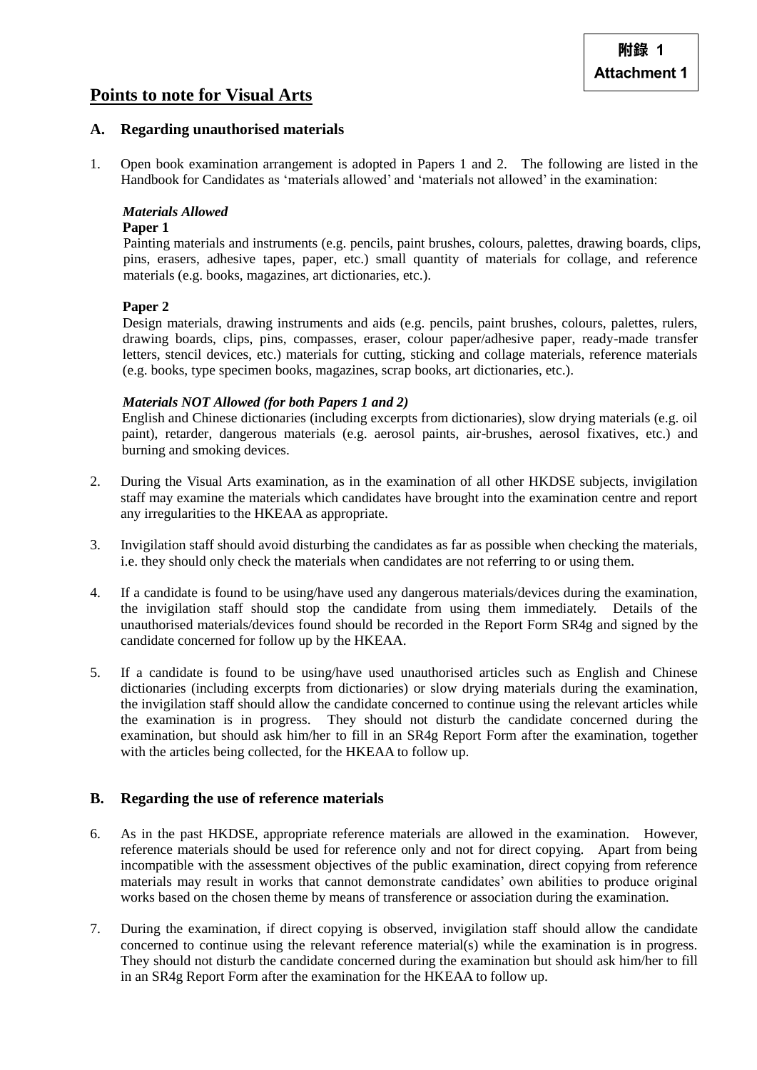附錄 1
**Attachment 1**

# Points to note for Visual Arts

## A. Regarding unauthorised materials

1. Open book examination arrangement is adopted in Papers 1 and 2. The following are listed in the Handbook for Candidates as 'materials allowed' and 'materials not allowed' in the examination:

   ***Materials Allowed***

   **Paper 1**

   Painting materials and instruments (e.g. pencils, paint brushes, colours, palettes, drawing boards, clips, pins, erasers, adhesive tapes, paper, etc.) small quantity of materials for collage, and reference materials (e.g. books, magazines, art dictionaries, etc.).

   **Paper 2**

   Design materials, drawing instruments and aids (e.g. pencils, paint brushes, colours, palettes, rulers, drawing boards, clips, pins, compasses, eraser, colour paper/adhesive paper, ready-made transfer letters, stencil devices, etc.) materials for cutting, sticking and collage materials, reference materials (e.g. books, type specimen books, magazines, scrap books, art dictionaries, etc.).

   ***Materials NOT Allowed (for both Papers 1 and 2)***

   English and Chinese dictionaries (including excerpts from dictionaries), slow drying materials (e.g. oil paint), retarder, dangerous materials (e.g. aerosol paints, air-brushes, aerosol fixatives, etc.) and burning and smoking devices.

2. During the Visual Arts examination, as in the examination of all other HKDSE subjects, invigilation staff may examine the materials which candidates have brought into the examination centre and report any irregularities to the HKEAA as appropriate.

3. Invigilation staff should avoid disturbing the candidates as far as possible when checking the materials, i.e. they should only check the materials when candidates are not referring to or using them.

4. If a candidate is found to be using/have used any dangerous materials/devices during the examination, the invigilation staff should stop the candidate from using them immediately. Details of the unauthorised materials/devices found should be recorded in the Report Form SR4g and signed by the candidate concerned for follow up by the HKEAA.

5. If a candidate is found to be using/have used unauthorised articles such as English and Chinese dictionaries (including excerpts from dictionaries) or slow drying materials during the examination, the invigilation staff should allow the candidate concerned to continue using the relevant articles while the examination is in progress. They should not disturb the candidate concerned during the examination, but should ask him/her to fill in an SR4g Report Form after the examination, together with the articles being collected, for the HKEAA to follow up.

## B. Regarding the use of reference materials

6. As in the past HKDSE, appropriate reference materials are allowed in the examination. However, reference materials should be used for reference only and not for direct copying. Apart from being incompatible with the assessment objectives of the public examination, direct copying from reference materials may result in works that cannot demonstrate candidates' own abilities to produce original works based on the chosen theme by means of transference or association during the examination.

7. During the examination, if direct copying is observed, invigilation staff should allow the candidate concerned to continue using the relevant reference material(s) while the examination is in progress. They should not disturb the candidate concerned during the examination but should ask him/her to fill in an SR4g Report Form after the examination for the HKEAA to follow up.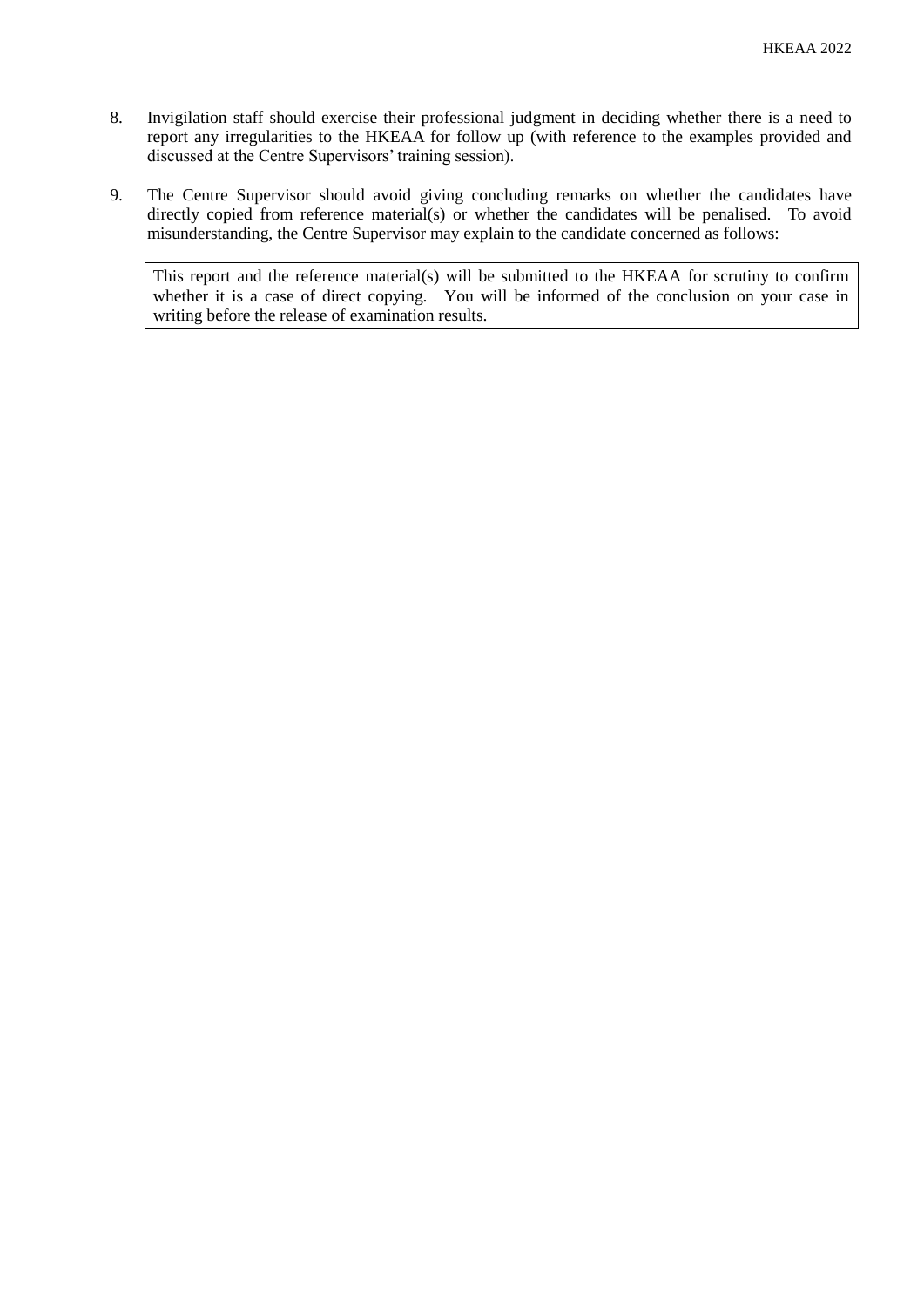8. Invigilation staff should exercise their professional judgment in deciding whether there is a need to report any irregularities to the HKEAA for follow up (with reference to the examples provided and discussed at the Centre Supervisors' training session).

9. The Centre Supervisor should avoid giving concluding remarks on whether the candidates have directly copied from reference material(s) or whether the candidates will be penalised. To avoid misunderstanding, the Centre Supervisor may explain to the candidate concerned as follows:

| |
|---|
| This report and the reference material(s) will be submitted to the HKEAA for scrutiny to confirm whether it is a case of direct copying. You will be informed of the conclusion on your case in writing before the release of examination results. |